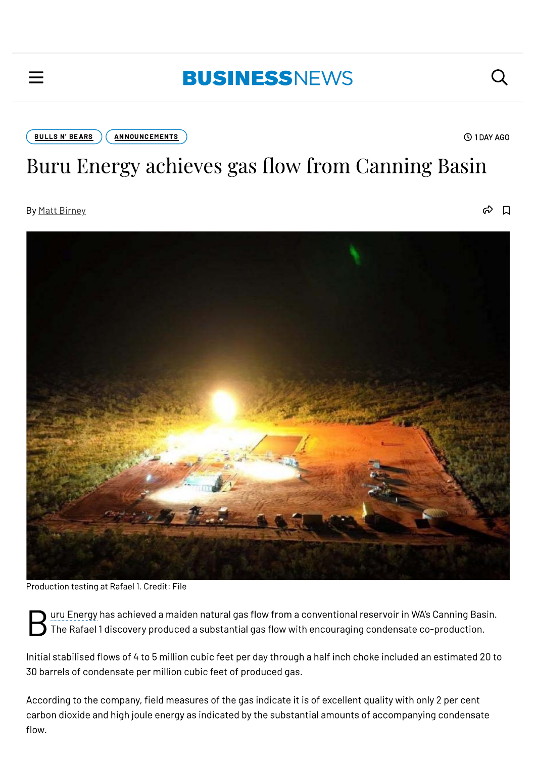BULLS N' BEARS | ANNOUNCEMENTS

1 DAY AGO

# Buru Energy achieves gas flow from Canning Basin

By Matt Birney

Production testing at Rafael 1. Credit: File

Buru Energy has achieved a maiden natural gas flow from a conventional reservoir in WA's Canning Basin. The Rafael 1 discovery produced a substantial gas flow with encouraging condensate co-production.

Initial stabilised flows of 4 to 5 million cubic feet per day through a half inch choke included an estimated 20 to 30 barrels of condensate per million cubic feet of produced gas.

According to the company, field measures of the gas indicate it is of excellent quality with only 2 per cent carbon dioxide and high joule energy as indicated by the substantial amounts of accompanying condensate flow.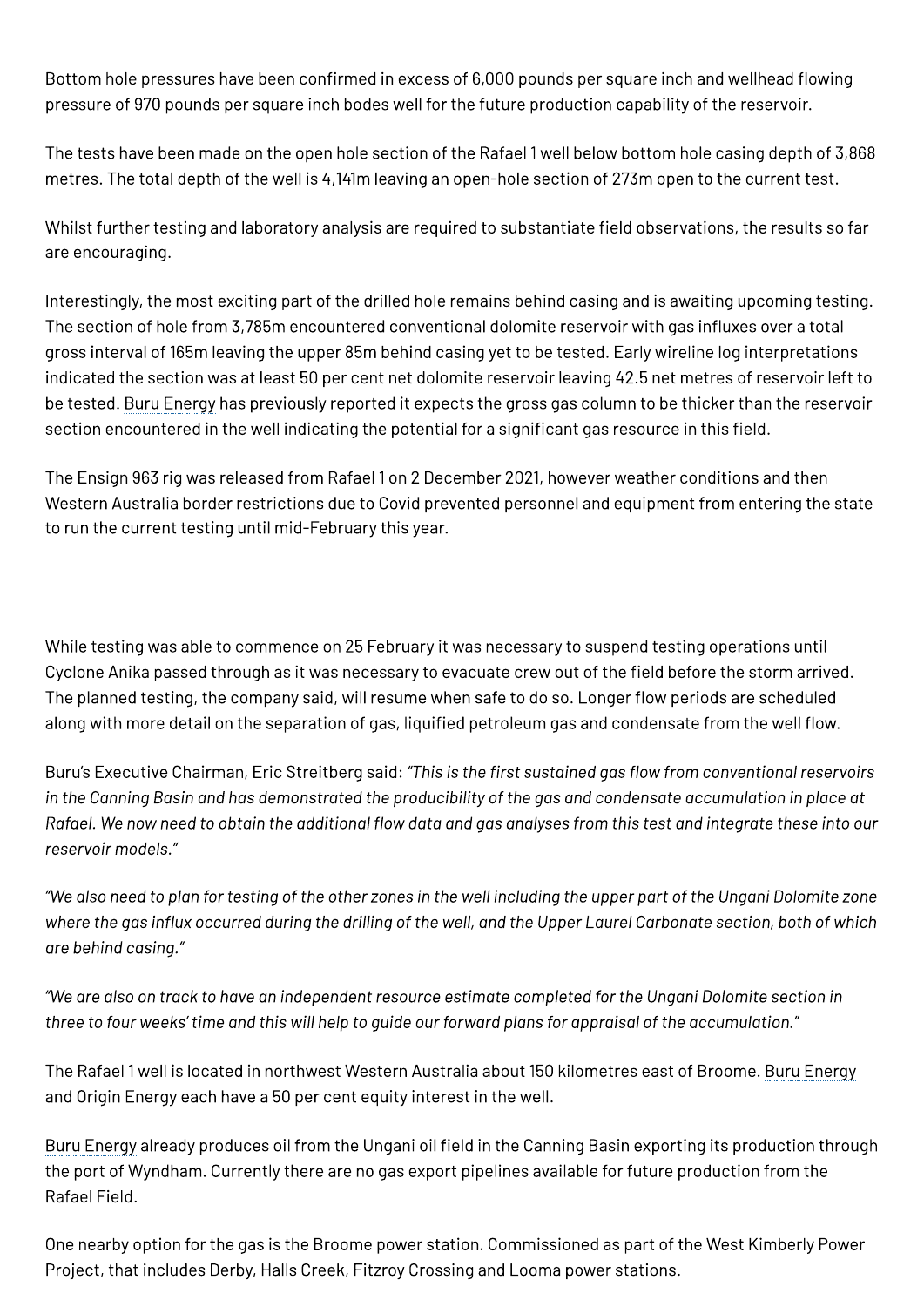Bottom hole pressures have been confirmed in excess of 6,000 pounds per square inch and wellhead flowing pressure of 970 pounds per square inch bodes well for the future production capability of the reservoir.

The tests have been made on the open hole section of the Rafael 1 well below bottom hole casing depth of 3,868 metres. The total depth of the well is 4,141m leaving an open-hole section of 273m open to the current test.

Whilst further testing and laboratory analysis are required to substantiate field observations, the results so far are encouraging.

Interestingly, the most exciting part of the drilled hole remains behind casing and is awaiting upcoming testing. The section of hole from 3,785m encountered conventional dolomite reservoir with gas influxes over a total gross interval of 165m leaving the upper 85m behind casing yet to be tested. Early wireline log interpretations indicated the section was at least 50 per cent net dolomite reservoir leaving 42.5 net metres of reservoir left to be tested. Buru Energy has previously reported it expects the gross gas column to be thicker than the reservoir section encountered in the well indicating the potential for a significant gas resource in this field.

The Ensign 963 rig was released from Rafael 1 on 2 December 2021, however weather conditions and then Western Australia border restrictions due to Covid prevented personnel and equipment from entering the state to run the current testing until mid-February this year.

While testing was able to commence on 25 February it was necessary to suspend testing operations until Cyclone Anika passed through as it was necessary to evacuate crew out of the field before the storm arrived. The planned testing, the company said, will resume when safe to do so. Longer flow periods are scheduled along with more detail on the separation of gas, liquified petroleum gas and condensate from the well flow.

Buru's Executive Chairman, Eric Streitberg said: *"This is the first sustained gas flow from conventional reservoirs in the Canning Basin and has demonstrated the producibility of the gas and condensate accumulation in place at Rafael. We now need to obtain the additional flow data and gas analyses from this test and integrate these into our reservoir models."*

*"We also need to plan for testing of the other zones in the well including the upper part of the Ungani Dolomite zone where the gas influx occurred during the drilling of the well, and the Upper Laurel Carbonate section, both of which are behind casing."*

*"We are also on track to have an independent resource estimate completed for the Ungani Dolomite section in three to four weeks' time and this will help to guide our forward plans for appraisal of the accumulation."*

The Rafael 1 well is located in northwest Western Australia about 150 kilometres east of Broome. Buru Energy and Origin Energy each have a 50 per cent equity interest in the well.

Buru Energy already produces oil from the Ungani oil field in the Canning Basin exporting its production through the port of Wyndham. Currently there are no gas export pipelines available for future production from the Rafael Field.

One nearby option for the gas is the Broome power station. Commissioned as part of the West Kimberly Power Project, that includes Derby, Halls Creek, Fitzroy Crossing and Looma power stations.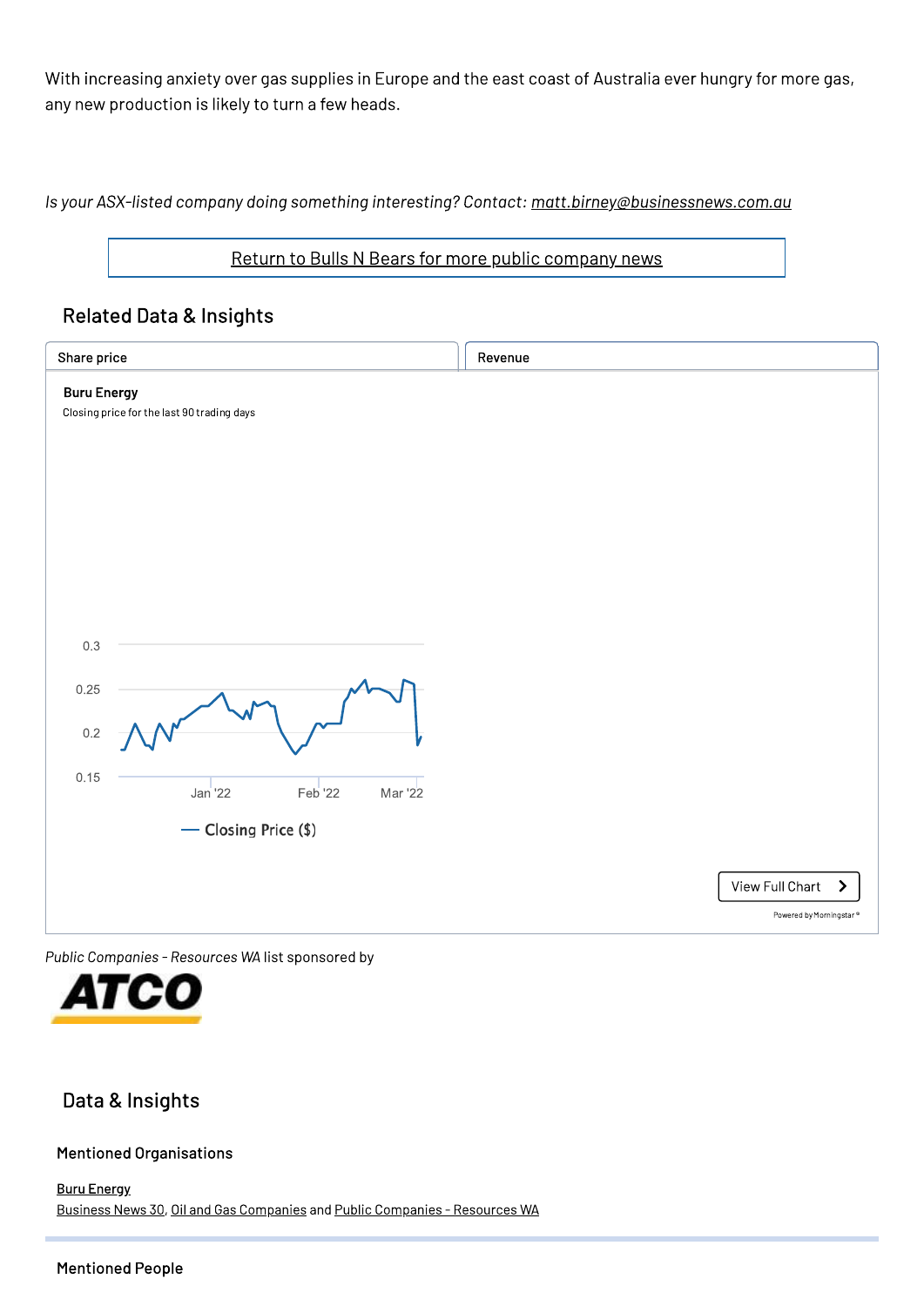With increasing anxiety over gas supplies in Europe and the east coast of Australia ever hungry for more gas, any new production is likely to turn a few heads.

*Is your ASX-listed company doing something interesting? Contact: matt.birney@businessnews.com.au*

Return to Bulls N Bears for more public company news

## Related Data & Insights

Share price | Revenue

**Buru Energy**

Closing price for the last 90 trading days

View Full Chart

Powered by Morningstar®

*Public Companies - Resources WA* list sponsored by

## Data & Insights

### Mentioned Organisations

Buru Energy

Business News 30, Oil and Gas Companies and Public Companies - Resources WA

### Mentioned People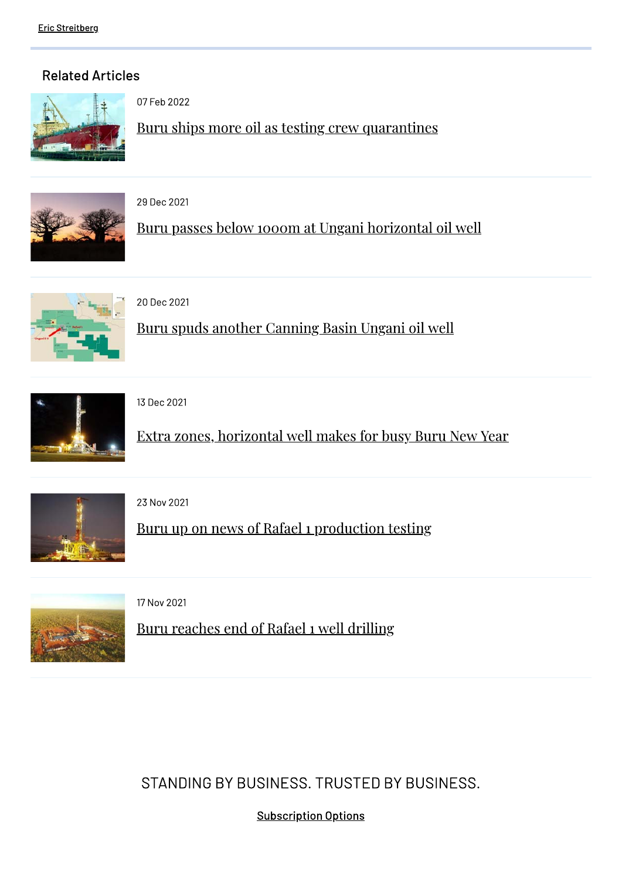Eric Streitberg

## Related Articles

07 Feb 2022

Buru ships more oil as testing crew quarantines

29 Dec 2021

Buru passes below 1000m at Ungani horizontal oil well

20 Dec 2021

Buru spuds another Canning Basin Ungani oil well

13 Dec 2021

Extra zones, horizontal well makes for busy Buru New Year

23 Nov 2021

Buru up on news of Rafael 1 production testing

17 Nov 2021

Buru reaches end of Rafael 1 well drilling

STANDING BY BUSINESS. TRUSTED BY BUSINESS.

Subscription Options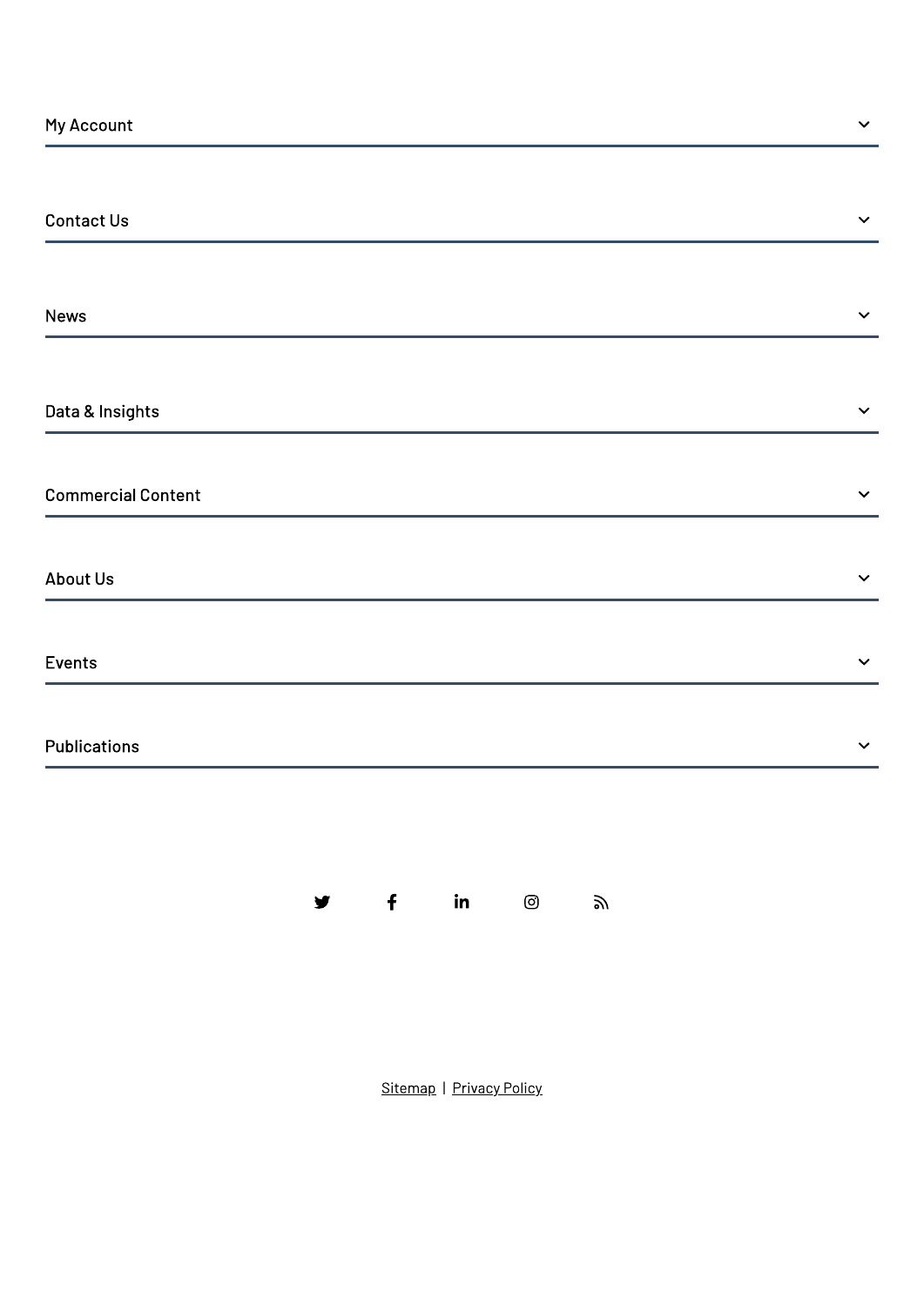My Account

Contact Us

News

Data & Insights

Commercial Content

About Us

Events

Publications

Sitemap | Privacy Policy